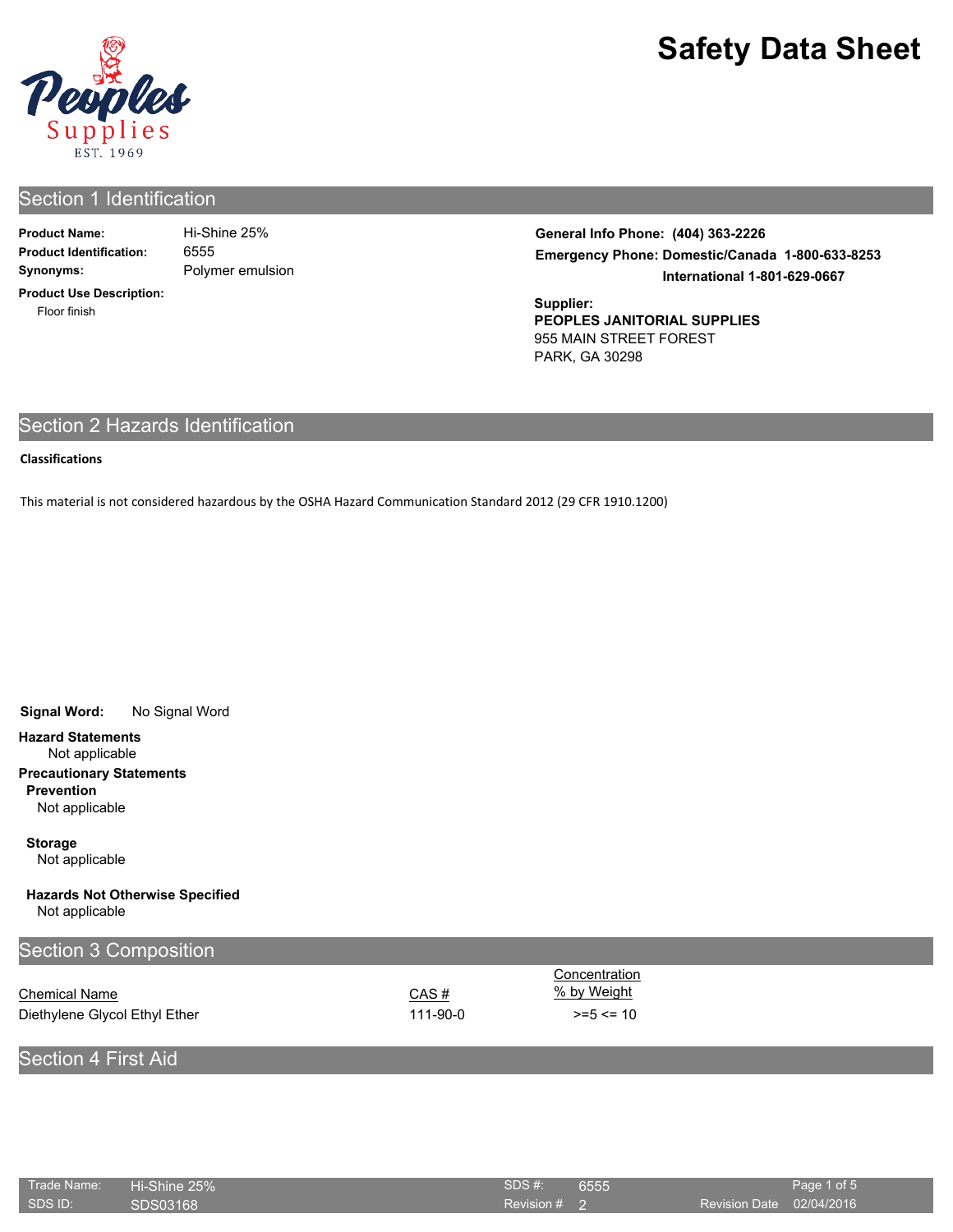# Safety Data Sheet

## Section 1 Identification

**Product Name:** Hi-Shine 25%
**Product Identification:** 6555
**Synonyms:** Polymer emulsion
**Product Use Description:**
Floor finish

**General Info Phone: (404) 363-2226**
**Emergency Phone: Domestic/Canada 1-800-633-8253**
**International 1-801-629-0667**

**Supplier:**
**PEOPLES JANITORIAL SUPPLIES**
955 MAIN STREET FOREST
PARK, GA 30298

## Section 2 Hazards Identification

**Classifications**

This material is not considered hazardous by the OSHA Hazard Communication Standard 2012 (29 CFR 1910.1200)

**Signal Word:** No Signal Word

**Hazard Statements**
Not applicable

**Precautionary Statements**

**Prevention**
Not applicable

**Storage**
Not applicable

**Hazards Not Otherwise Specified**
Not applicable

## Section 3 Composition

| Chemical Name | CAS # | Concentration % by Weight |
|---|---|---|
| Diethylene Glycol Ethyl Ether | 111-90-0 | >=5 <= 10 |

## Section 4 First Aid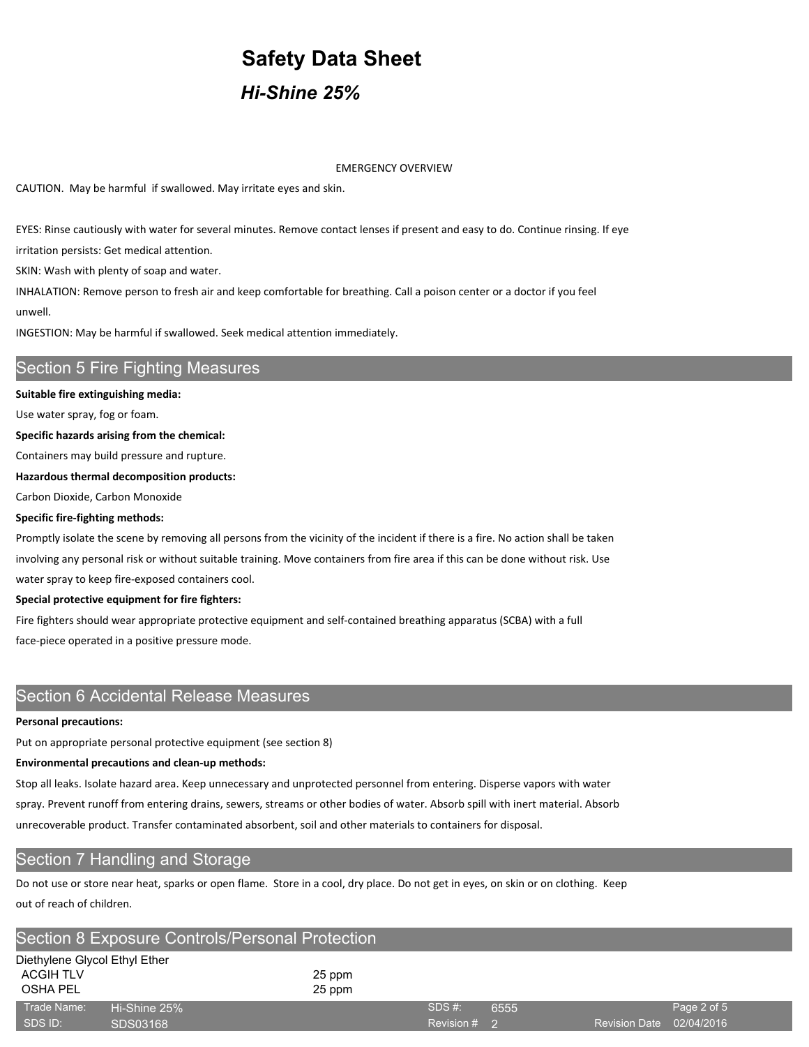# Safety Data Sheet

## *Hi-Shine 25%*

EMERGENCY OVERVIEW

CAUTION.  May be harmful  if swallowed. May irritate eyes and skin.

EYES: Rinse cautiously with water for several minutes. Remove contact lenses if present and easy to do. Continue rinsing. If eye irritation persists: Get medical attention.

SKIN: Wash with plenty of soap and water.

INHALATION: Remove person to fresh air and keep comfortable for breathing. Call a poison center or a doctor if you feel unwell.

INGESTION: May be harmful if swallowed. Seek medical attention immediately.

## Section 5 Fire Fighting Measures

**Suitable fire extinguishing media:**

Use water spray, fog or foam.

**Specific hazards arising from the chemical:**

Containers may build pressure and rupture.

**Hazardous thermal decomposition products:**

Carbon Dioxide, Carbon Monoxide

**Specific fire-fighting methods:**

Promptly isolate the scene by removing all persons from the vicinity of the incident if there is a fire. No action shall be taken involving any personal risk or without suitable training. Move containers from fire area if this can be done without risk. Use water spray to keep fire-exposed containers cool.

**Special protective equipment for fire fighters:**

Fire fighters should wear appropriate protective equipment and self-contained breathing apparatus (SCBA) with a full face-piece operated in a positive pressure mode.

## Section 6 Accidental Release Measures

**Personal precautions:**

Put on appropriate personal protective equipment (see section 8)

**Environmental precautions and clean-up methods:**

Stop all leaks. Isolate hazard area. Keep unnecessary and unprotected personnel from entering. Disperse vapors with water spray. Prevent runoff from entering drains, sewers, streams or other bodies of water. Absorb spill with inert material. Absorb unrecoverable product. Transfer contaminated absorbent, soil and other materials to containers for disposal.

## Section 7 Handling and Storage

Do not use or store near heat, sparks or open flame.  Store in a cool, dry place. Do not get in eyes, on skin or on clothing.  Keep out of reach of children.

## Section 8 Exposure Controls/Personal Protection

Diethylene Glycol Ethyl Ether

| | |
|---|---|
| ACGIH TLV | 25 ppm |
| OSHA PEL | 25 ppm |

| | | | | | |
|---|---|---|---|---|---|
| Trade Name: | Hi-Shine 25% | SDS #: | 6555 | | |
| SDS ID: | SDS03168 | Revision # | 2 | Revision Date | 02/04/2016 |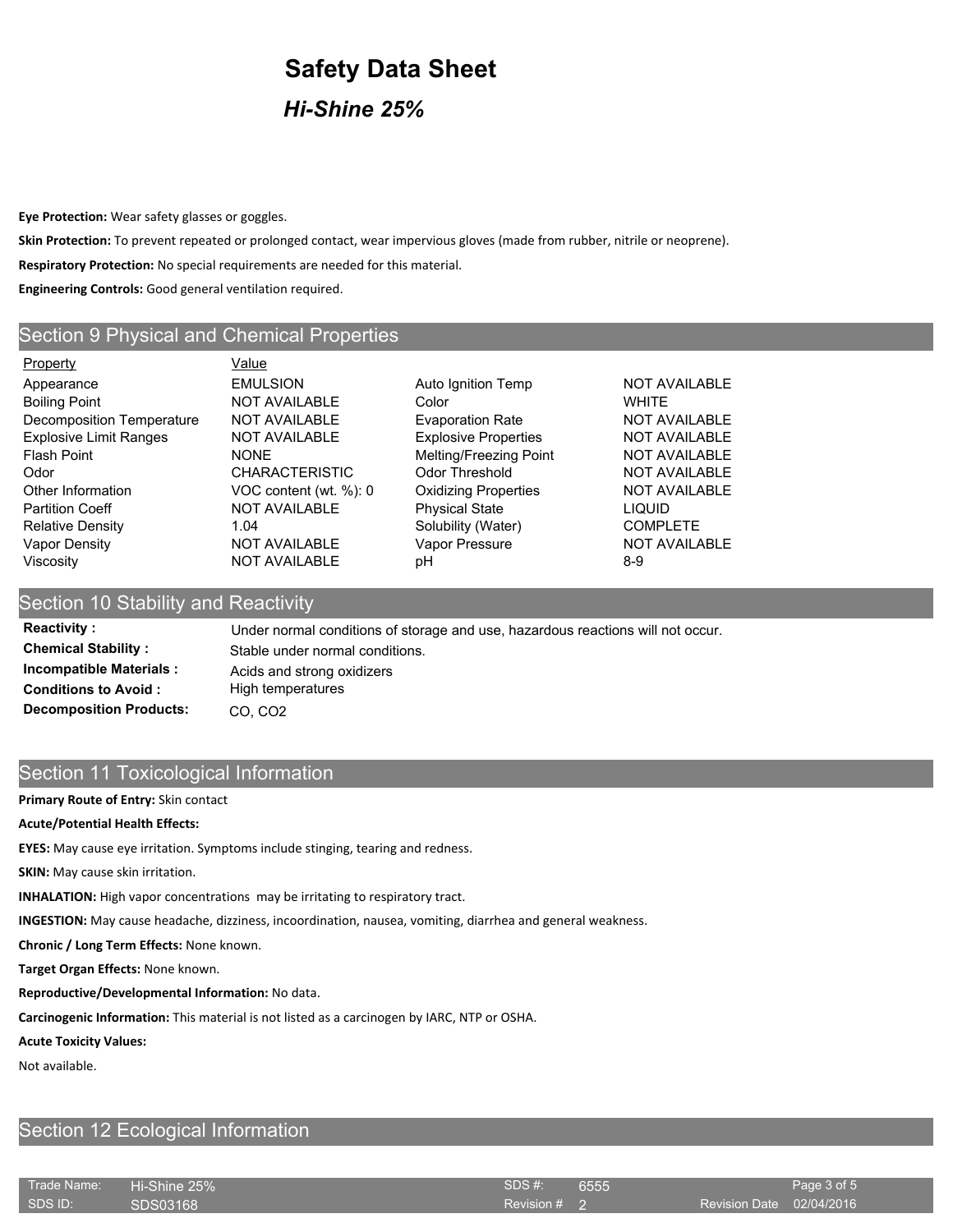# Safety Data Sheet

## *Hi-Shine 25%*

**Eye Protection:** Wear safety glasses or goggles.

**Skin Protection:** To prevent repeated or prolonged contact, wear impervious gloves (made from rubber, nitrile or neoprene).

**Respiratory Protection:** No special requirements are needed for this material.

**Engineering Controls:** Good general ventilation required.

## Section 9 Physical and Chemical Properties

| Property | Value | | |
|---|---|---|---|
| Appearance | EMULSION | Auto Ignition Temp | NOT AVAILABLE |
| Boiling Point | NOT AVAILABLE | Color | WHITE |
| Decomposition Temperature | NOT AVAILABLE | Evaporation Rate | NOT AVAILABLE |
| Explosive Limit Ranges | NOT AVAILABLE | Explosive Properties | NOT AVAILABLE |
| Flash Point | NONE | Melting/Freezing Point | NOT AVAILABLE |
| Odor | CHARACTERISTIC | Odor Threshold | NOT AVAILABLE |
| Other Information | VOC content (wt. %): 0 | Oxidizing Properties | NOT AVAILABLE |
| Partition Coeff | NOT AVAILABLE | Physical State | LIQUID |
| Relative Density | 1.04 | Solubility (Water) | COMPLETE |
| Vapor Density | NOT AVAILABLE | Vapor Pressure | NOT AVAILABLE |
| Viscosity | NOT AVAILABLE | pH | 8-9 |

## Section 10 Stability and Reactivity

**Reactivity :** Under normal conditions of storage and use, hazardous reactions will not occur.

**Chemical Stability :** Stable under normal conditions.

**Incompatible Materials :** Acids and strong oxidizers

**Conditions to Avoid :** High temperatures

**Decomposition Products:** CO, $CO_2$

## Section 11 Toxicological Information

**Primary Route of Entry:** Skin contact

**Acute/Potential Health Effects:**

**EYES:** May cause eye irritation. Symptoms include stinging, tearing and redness.

**SKIN:** May cause skin irritation.

**INHALATION:** High vapor concentrations may be irritating to respiratory tract.

**INGESTION:** May cause headache, dizziness, incoordination, nausea, vomiting, diarrhea and general weakness.

**Chronic / Long Term Effects:** None known.

**Target Organ Effects:** None known.

**Reproductive/Developmental Information:** No data.

**Carcinogenic Information:** This material is not listed as a carcinogen by IARC, NTP or OSHA.

**Acute Toxicity Values:**

Not available.

## Section 12 Ecological Information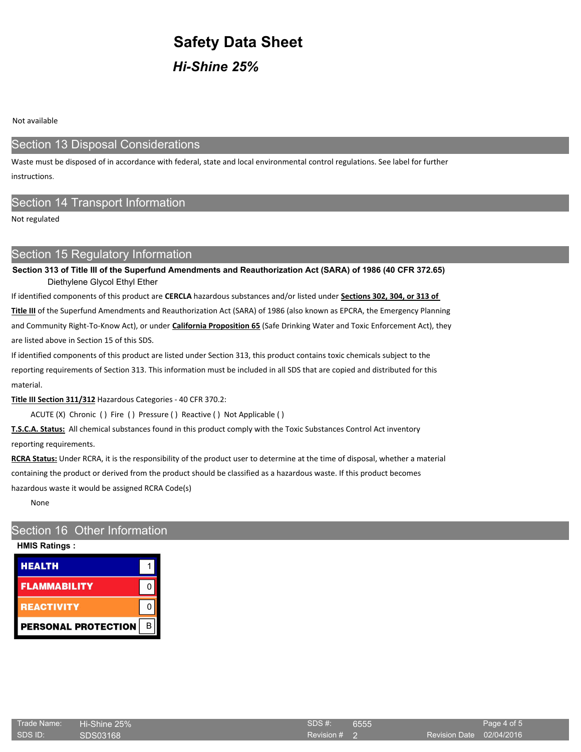Not available

## Section 13 Disposal Considerations

Waste must be disposed of in accordance with federal, state and local environmental control regulations. See label for further instructions.

## Section 14 Transport Information

Not regulated

## Section 15 Regulatory Information

**Section 313 of Title III of the Superfund Amendments and Reauthorization Act (SARA) of 1986 (40 CFR 372.65)**

Diethylene Glycol Ethyl Ether

If identified components of this product are **CERCLA** hazardous substances and/or listed under **Sections 302, 304, or 313 of Title III** of the Superfund Amendments and Reauthorization Act (SARA) of 1986 (also known as EPCRA, the Emergency Planning and Community Right-To-Know Act), or under **California Proposition 65** (Safe Drinking Water and Toxic Enforcement Act), they are listed above in Section 15 of this SDS.

If identified components of this product are listed under Section 313, this product contains toxic chemicals subject to the reporting requirements of Section 313. This information must be included in all SDS that are copied and distributed for this material.

**Title III Section 311/312** Hazardous Categories - 40 CFR 370.2:

ACUTE (X) Chronic ( ) Fire ( ) Pressure ( ) Reactive ( ) Not Applicable ( )

**T.S.C.A. Status:** All chemical substances found in this product comply with the Toxic Substances Control Act inventory reporting requirements.

**RCRA Status:** Under RCRA, it is the responsibility of the product user to determine at the time of disposal, whether a material containing the product or derived from the product should be classified as a hazardous waste. If this product becomes hazardous waste it would be assigned RCRA Code(s)

None

## Section 16 Other Information

**HMIS Ratings :**

| HMIS | Rating |
|---|---|
| HEALTH | 1 |
| FLAMMABILITY | 0 |
| REACTIVITY | 0 |
| PERSONAL PROTECTION | B |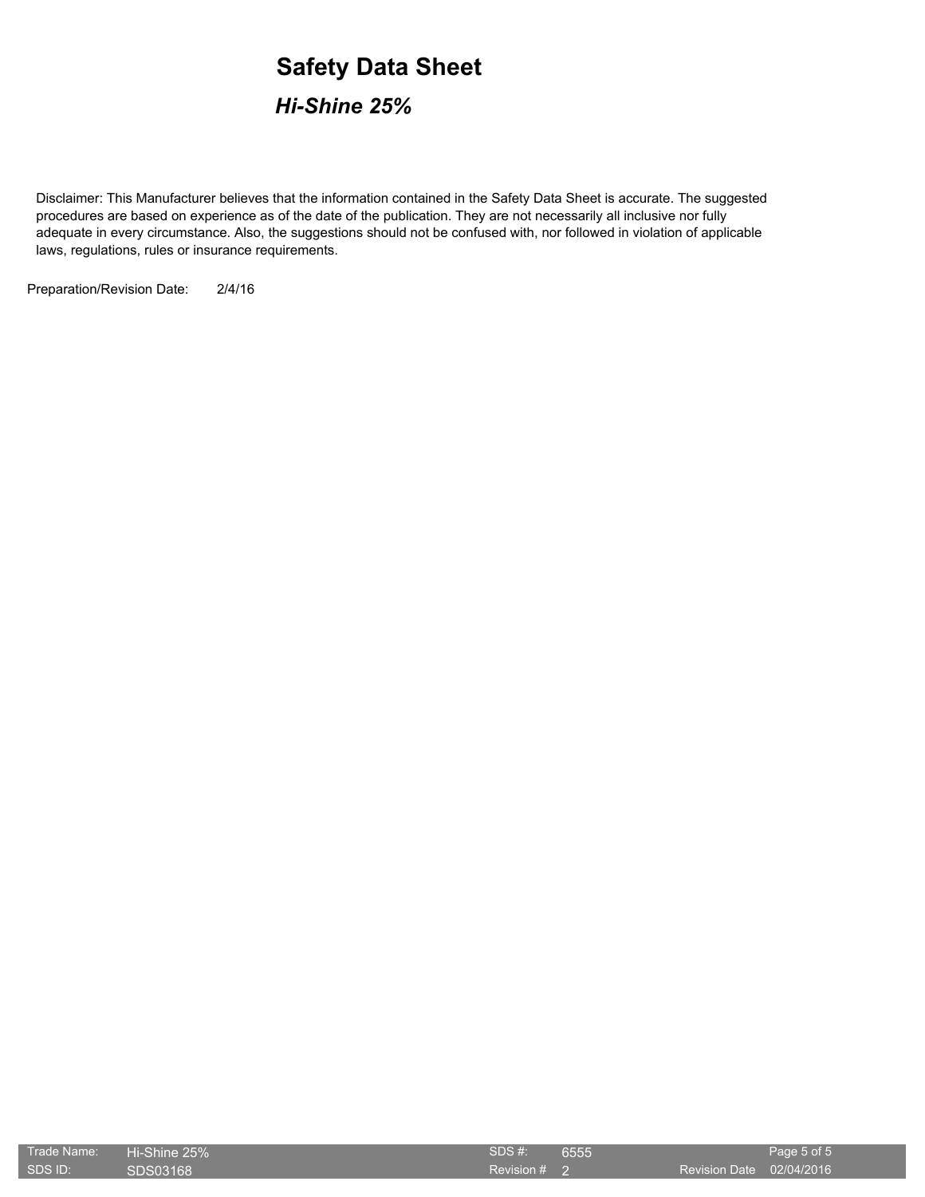# Safety Data Sheet

## *Hi-Shine 25%*

Disclaimer: This Manufacturer believes that the information contained in the Safety Data Sheet is accurate. The suggested procedures are based on experience as of the date of the publication. They are not necessarily all inclusive nor fully adequate in every circumstance. Also, the suggestions should not be confused with, nor followed in violation of applicable laws, regulations, rules or insurance requirements.

Preparation/Revision Date: 2/4/16